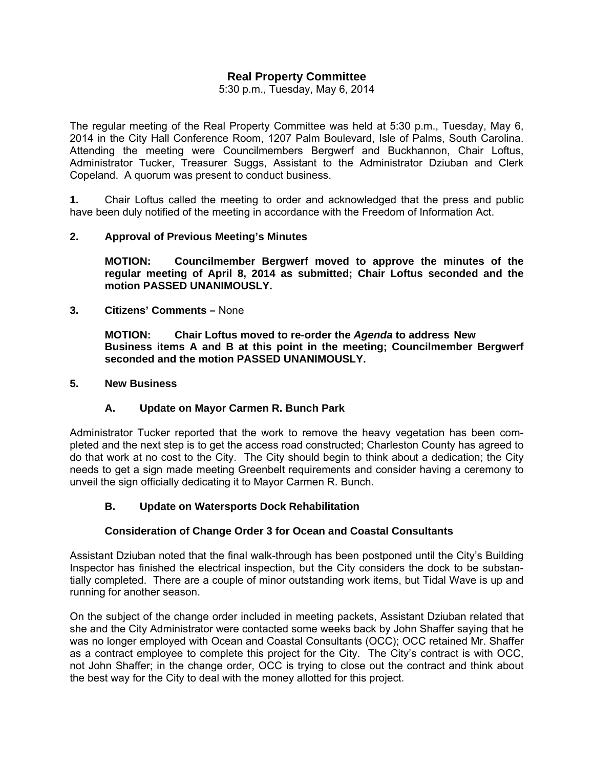# Real Property Committee

5:30 p.m., Tuesday, May 6, 2014

The regular meeting of the Real Property Committee was held at 5:30 p.m., Tuesday, May 6, 2014 in the City Hall Conference Room, 1207 Palm Boulevard, Isle of Palms, South Carolina. Attending the meeting were Councilmembers Bergwerf and Buckhannon, Chair Loftus, Administrator Tucker, Treasurer Suggs, Assistant to the Administrator Dziuban and Clerk Copeland. A quorum was present to conduct business.

**1.** Chair Loftus called the meeting to order and acknowledged that the press and public have been duly notified of the meeting in accordance with the Freedom of Information Act.

**2. Approval of Previous Meeting's Minutes**

**MOTION: Councilmember Bergwerf moved to approve the minutes of the regular meeting of April 8, 2014 as submitted; Chair Loftus seconded and the motion PASSED UNANIMOUSLY.**

**3. Citizens' Comments –** None

**MOTION: Chair Loftus moved to re-order the *Agenda* to address New Business items A and B at this point in the meeting; Councilmember Bergwerf seconded and the motion PASSED UNANIMOUSLY.**

**5. New Business**

**A. Update on Mayor Carmen R. Bunch Park**

Administrator Tucker reported that the work to remove the heavy vegetation has been completed and the next step is to get the access road constructed; Charleston County has agreed to do that work at no cost to the City. The City should begin to think about a dedication; the City needs to get a sign made meeting Greenbelt requirements and consider having a ceremony to unveil the sign officially dedicating it to Mayor Carmen R. Bunch.

**B. Update on Watersports Dock Rehabilitation**

**Consideration of Change Order 3 for Ocean and Coastal Consultants**

Assistant Dziuban noted that the final walk-through has been postponed until the City's Building Inspector has finished the electrical inspection, but the City considers the dock to be substantially completed. There are a couple of minor outstanding work items, but Tidal Wave is up and running for another season.

On the subject of the change order included in meeting packets, Assistant Dziuban related that she and the City Administrator were contacted some weeks back by John Shaffer saying that he was no longer employed with Ocean and Coastal Consultants (OCC); OCC retained Mr. Shaffer as a contract employee to complete this project for the City. The City's contract is with OCC, not John Shaffer; in the change order, OCC is trying to close out the contract and think about the best way for the City to deal with the money allotted for this project.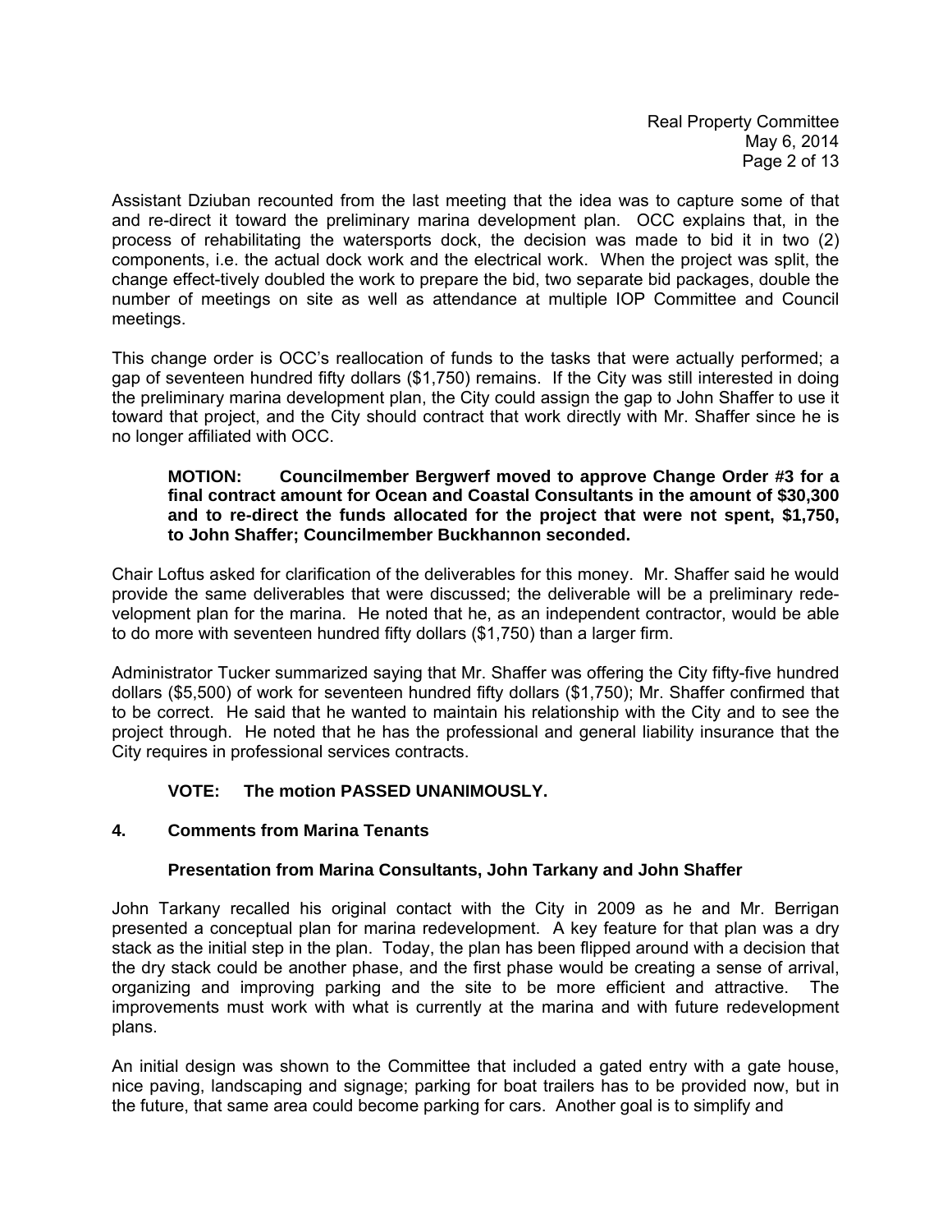Assistant Dziuban recounted from the last meeting that the idea was to capture some of that and re-direct it toward the preliminary marina development plan. OCC explains that, in the process of rehabilitating the watersports dock, the decision was made to bid it in two (2) components, i.e. the actual dock work and the electrical work. When the project was split, the change effect-tively doubled the work to prepare the bid, two separate bid packages, double the number of meetings on site as well as attendance at multiple IOP Committee and Council meetings.

This change order is OCC's reallocation of funds to the tasks that were actually performed; a gap of seventeen hundred fifty dollars ($1,750) remains. If the City was still interested in doing the preliminary marina development plan, the City could assign the gap to John Shaffer to use it toward that project, and the City should contract that work directly with Mr. Shaffer since he is no longer affiliated with OCC.

> **MOTION: Councilmember Bergwerf moved to approve Change Order #3 for a final contract amount for Ocean and Coastal Consultants in the amount of $30,300 and to re-direct the funds allocated for the project that were not spent, $1,750, to John Shaffer; Councilmember Buckhannon seconded.**

Chair Loftus asked for clarification of the deliverables for this money. Mr. Shaffer said he would provide the same deliverables that were discussed; the deliverable will be a preliminary rede-velopment plan for the marina. He noted that he, as an independent contractor, would be able to do more with seventeen hundred fifty dollars ($1,750) than a larger firm.

Administrator Tucker summarized saying that Mr. Shaffer was offering the City fifty-five hundred dollars ($5,500) of work for seventeen hundred fifty dollars ($1,750); Mr. Shaffer confirmed that to be correct. He said that he wanted to maintain his relationship with the City and to see the project through. He noted that he has the professional and general liability insurance that the City requires in professional services contracts.

> **VOTE: The motion PASSED UNANIMOUSLY.**

**4. Comments from Marina Tenants**

**Presentation from Marina Consultants, John Tarkany and John Shaffer**

John Tarkany recalled his original contact with the City in 2009 as he and Mr. Berrigan presented a conceptual plan for marina redevelopment. A key feature for that plan was a dry stack as the initial step in the plan. Today, the plan has been flipped around with a decision that the dry stack could be another phase, and the first phase would be creating a sense of arrival, organizing and improving parking and the site to be more efficient and attractive. The improvements must work with what is currently at the marina and with future redevelopment plans.

An initial design was shown to the Committee that included a gated entry with a gate house, nice paving, landscaping and signage; parking for boat trailers has to be provided now, but in the future, that same area could become parking for cars. Another goal is to simplify and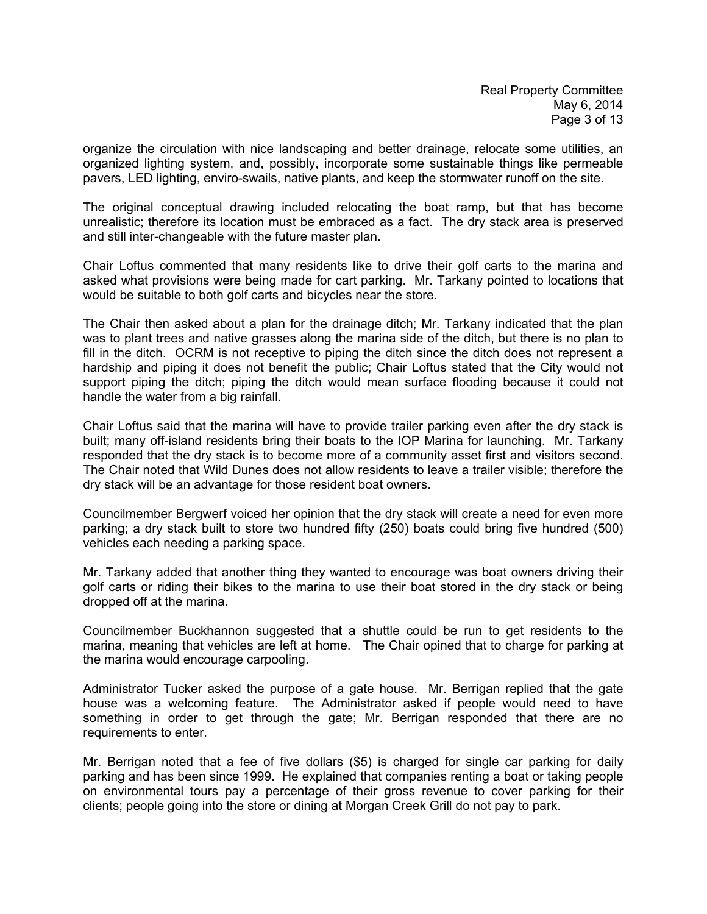organize the circulation with nice landscaping and better drainage, relocate some utilities, an organized lighting system, and, possibly, incorporate some sustainable things like permeable pavers, LED lighting, enviro-swails, native plants, and keep the stormwater runoff on the site.

The original conceptual drawing included relocating the boat ramp, but that has become unrealistic; therefore its location must be embraced as a fact. The dry stack area is preserved and still inter-changeable with the future master plan.

Chair Loftus commented that many residents like to drive their golf carts to the marina and asked what provisions were being made for cart parking. Mr. Tarkany pointed to locations that would be suitable to both golf carts and bicycles near the store.

The Chair then asked about a plan for the drainage ditch; Mr. Tarkany indicated that the plan was to plant trees and native grasses along the marina side of the ditch, but there is no plan to fill in the ditch. OCRM is not receptive to piping the ditch since the ditch does not represent a hardship and piping it does not benefit the public; Chair Loftus stated that the City would not support piping the ditch; piping the ditch would mean surface flooding because it could not handle the water from a big rainfall.

Chair Loftus said that the marina will have to provide trailer parking even after the dry stack is built; many off-island residents bring their boats to the IOP Marina for launching. Mr. Tarkany responded that the dry stack is to become more of a community asset first and visitors second. The Chair noted that Wild Dunes does not allow residents to leave a trailer visible; therefore the dry stack will be an advantage for those resident boat owners.

Councilmember Bergwerf voiced her opinion that the dry stack will create a need for even more parking; a dry stack built to store two hundred fifty (250) boats could bring five hundred (500) vehicles each needing a parking space.

Mr. Tarkany added that another thing they wanted to encourage was boat owners driving their golf carts or riding their bikes to the marina to use their boat stored in the dry stack or being dropped off at the marina.

Councilmember Buckhannon suggested that a shuttle could be run to get residents to the marina, meaning that vehicles are left at home. The Chair opined that to charge for parking at the marina would encourage carpooling.

Administrator Tucker asked the purpose of a gate house. Mr. Berrigan replied that the gate house was a welcoming feature. The Administrator asked if people would need to have something in order to get through the gate; Mr. Berrigan responded that there are no requirements to enter.

Mr. Berrigan noted that a fee of five dollars ($5) is charged for single car parking for daily parking and has been since 1999. He explained that companies renting a boat or taking people on environmental tours pay a percentage of their gross revenue to cover parking for their clients; people going into the store or dining at Morgan Creek Grill do not pay to park.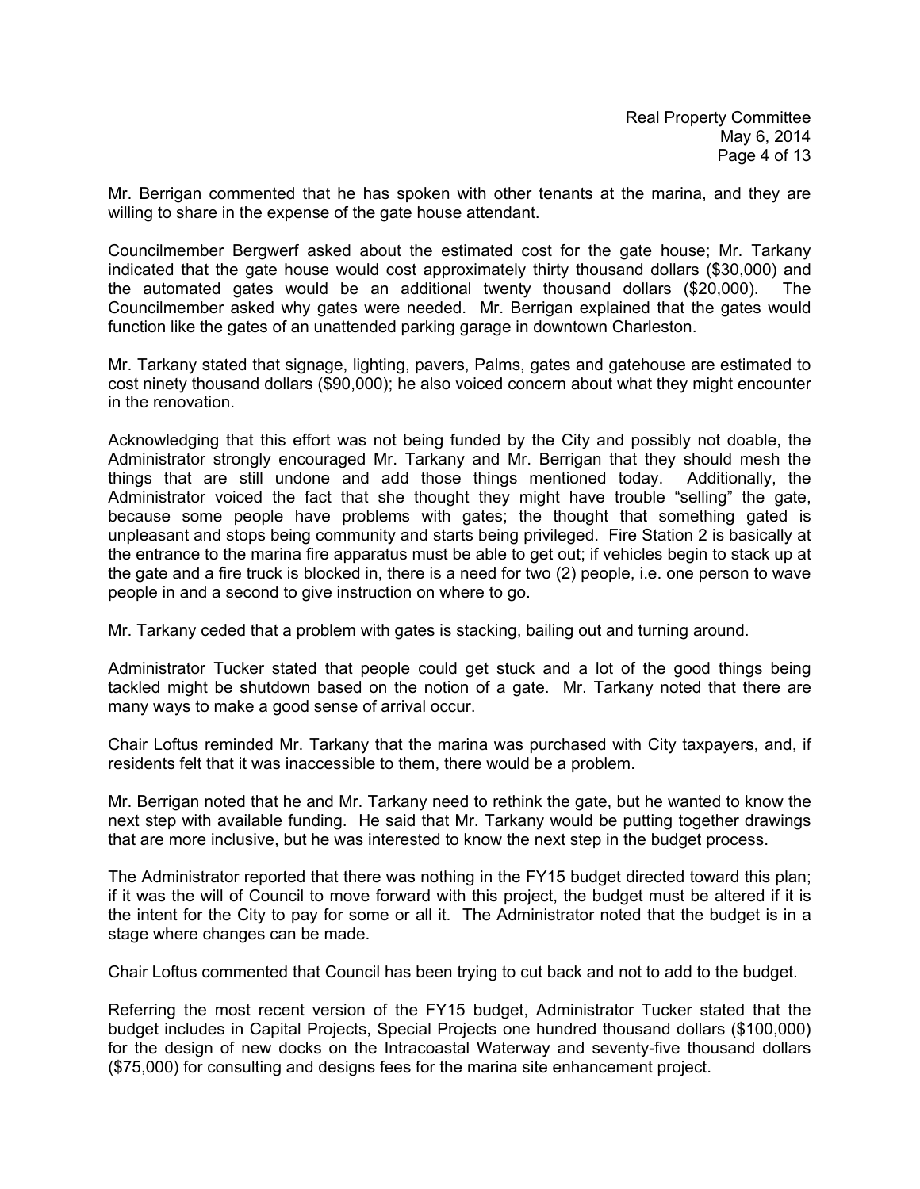Mr. Berrigan commented that he has spoken with other tenants at the marina, and they are willing to share in the expense of the gate house attendant.

Councilmember Bergwerf asked about the estimated cost for the gate house; Mr. Tarkany indicated that the gate house would cost approximately thirty thousand dollars ($30,000) and the automated gates would be an additional twenty thousand dollars ($20,000). The Councilmember asked why gates were needed. Mr. Berrigan explained that the gates would function like the gates of an unattended parking garage in downtown Charleston.

Mr. Tarkany stated that signage, lighting, pavers, Palms, gates and gatehouse are estimated to cost ninety thousand dollars ($90,000); he also voiced concern about what they might encounter in the renovation.

Acknowledging that this effort was not being funded by the City and possibly not doable, the Administrator strongly encouraged Mr. Tarkany and Mr. Berrigan that they should mesh the things that are still undone and add those things mentioned today. Additionally, the Administrator voiced the fact that she thought they might have trouble "selling" the gate, because some people have problems with gates; the thought that something gated is unpleasant and stops being community and starts being privileged. Fire Station 2 is basically at the entrance to the marina fire apparatus must be able to get out; if vehicles begin to stack up at the gate and a fire truck is blocked in, there is a need for two (2) people, i.e. one person to wave people in and a second to give instruction on where to go.

Mr. Tarkany ceded that a problem with gates is stacking, bailing out and turning around.

Administrator Tucker stated that people could get stuck and a lot of the good things being tackled might be shutdown based on the notion of a gate. Mr. Tarkany noted that there are many ways to make a good sense of arrival occur.

Chair Loftus reminded Mr. Tarkany that the marina was purchased with City taxpayers, and, if residents felt that it was inaccessible to them, there would be a problem.

Mr. Berrigan noted that he and Mr. Tarkany need to rethink the gate, but he wanted to know the next step with available funding. He said that Mr. Tarkany would be putting together drawings that are more inclusive, but he was interested to know the next step in the budget process.

The Administrator reported that there was nothing in the FY15 budget directed toward this plan; if it was the will of Council to move forward with this project, the budget must be altered if it is the intent for the City to pay for some or all it. The Administrator noted that the budget is in a stage where changes can be made.

Chair Loftus commented that Council has been trying to cut back and not to add to the budget.

Referring the most recent version of the FY15 budget, Administrator Tucker stated that the budget includes in Capital Projects, Special Projects one hundred thousand dollars ($100,000) for the design of new docks on the Intracoastal Waterway and seventy-five thousand dollars ($75,000) for consulting and designs fees for the marina site enhancement project.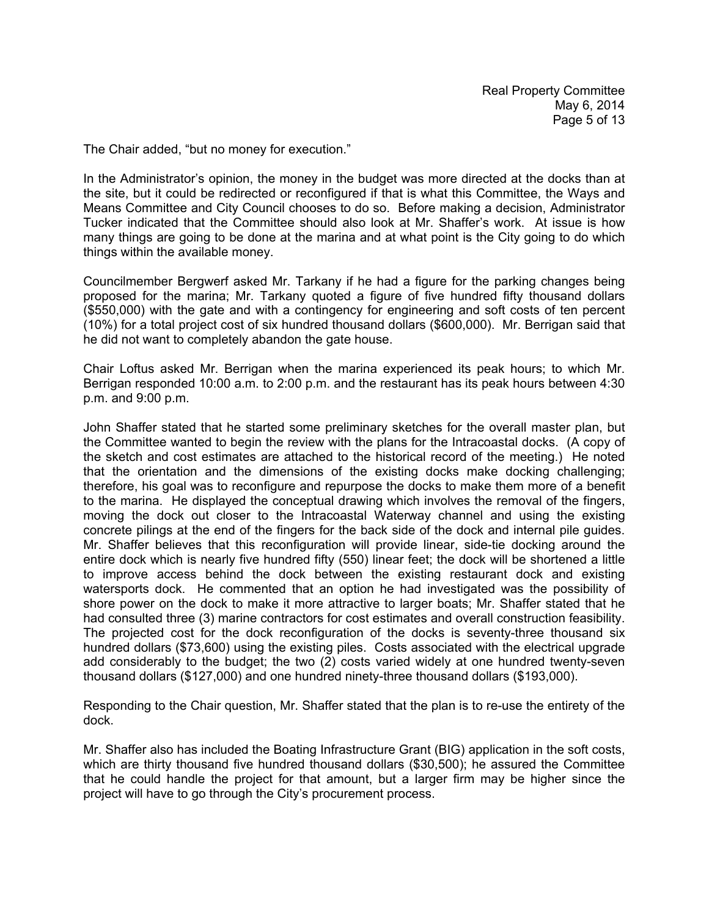The Chair added, "but no money for execution."

In the Administrator's opinion, the money in the budget was more directed at the docks than at the site, but it could be redirected or reconfigured if that is what this Committee, the Ways and Means Committee and City Council chooses to do so. Before making a decision, Administrator Tucker indicated that the Committee should also look at Mr. Shaffer's work. At issue is how many things are going to be done at the marina and at what point is the City going to do which things within the available money.

Councilmember Bergwerf asked Mr. Tarkany if he had a figure for the parking changes being proposed for the marina; Mr. Tarkany quoted a figure of five hundred fifty thousand dollars ($550,000) with the gate and with a contingency for engineering and soft costs of ten percent (10%) for a total project cost of six hundred thousand dollars ($600,000). Mr. Berrigan said that he did not want to completely abandon the gate house.

Chair Loftus asked Mr. Berrigan when the marina experienced its peak hours; to which Mr. Berrigan responded 10:00 a.m. to 2:00 p.m. and the restaurant has its peak hours between 4:30 p.m. and 9:00 p.m.

John Shaffer stated that he started some preliminary sketches for the overall master plan, but the Committee wanted to begin the review with the plans for the Intracoastal docks. (A copy of the sketch and cost estimates are attached to the historical record of the meeting.) He noted that the orientation and the dimensions of the existing docks make docking challenging; therefore, his goal was to reconfigure and repurpose the docks to make them more of a benefit to the marina. He displayed the conceptual drawing which involves the removal of the fingers, moving the dock out closer to the Intracoastal Waterway channel and using the existing concrete pilings at the end of the fingers for the back side of the dock and internal pile guides. Mr. Shaffer believes that this reconfiguration will provide linear, side-tie docking around the entire dock which is nearly five hundred fifty (550) linear feet; the dock will be shortened a little to improve access behind the dock between the existing restaurant dock and existing watersports dock. He commented that an option he had investigated was the possibility of shore power on the dock to make it more attractive to larger boats; Mr. Shaffer stated that he had consulted three (3) marine contractors for cost estimates and overall construction feasibility. The projected cost for the dock reconfiguration of the docks is seventy-three thousand six hundred dollars ($73,600) using the existing piles. Costs associated with the electrical upgrade add considerably to the budget; the two (2) costs varied widely at one hundred twenty-seven thousand dollars ($127,000) and one hundred ninety-three thousand dollars ($193,000).

Responding to the Chair question, Mr. Shaffer stated that the plan is to re-use the entirety of the dock.

Mr. Shaffer also has included the Boating Infrastructure Grant (BIG) application in the soft costs, which are thirty thousand five hundred thousand dollars ($30,500); he assured the Committee that he could handle the project for that amount, but a larger firm may be higher since the project will have to go through the City's procurement process.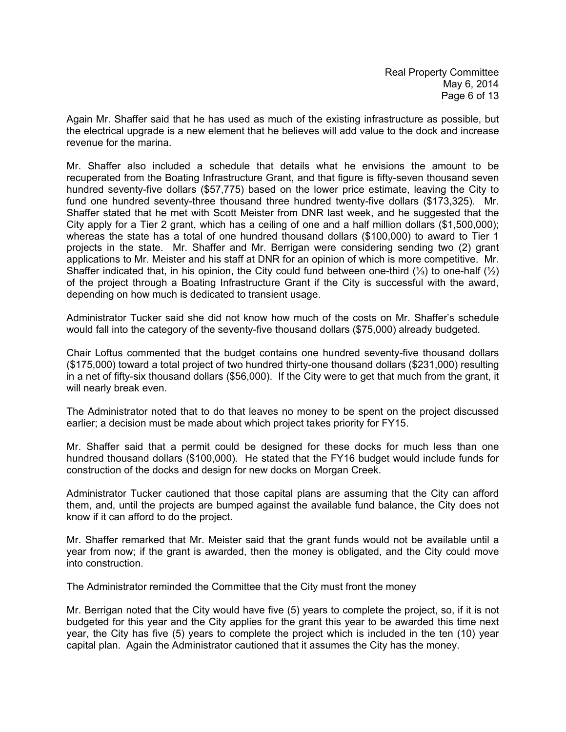Again Mr. Shaffer said that he has used as much of the existing infrastructure as possible, but the electrical upgrade is a new element that he believes will add value to the dock and increase revenue for the marina.

Mr. Shaffer also included a schedule that details what he envisions the amount to be recuperated from the Boating Infrastructure Grant, and that figure is fifty-seven thousand seven hundred seventy-five dollars ($57,775) based on the lower price estimate, leaving the City to fund one hundred seventy-three thousand three hundred twenty-five dollars ($173,325). Mr. Shaffer stated that he met with Scott Meister from DNR last week, and he suggested that the City apply for a Tier 2 grant, which has a ceiling of one and a half million dollars ($1,500,000); whereas the state has a total of one hundred thousand dollars ($100,000) to award to Tier 1 projects in the state. Mr. Shaffer and Mr. Berrigan were considering sending two (2) grant applications to Mr. Meister and his staff at DNR for an opinion of which is more competitive. Mr. Shaffer indicated that, in his opinion, the City could fund between one-third (⅓) to one-half (½) of the project through a Boating Infrastructure Grant if the City is successful with the award, depending on how much is dedicated to transient usage.

Administrator Tucker said she did not know how much of the costs on Mr. Shaffer's schedule would fall into the category of the seventy-five thousand dollars ($75,000) already budgeted.

Chair Loftus commented that the budget contains one hundred seventy-five thousand dollars ($175,000) toward a total project of two hundred thirty-one thousand dollars ($231,000) resulting in a net of fifty-six thousand dollars ($56,000). If the City were to get that much from the grant, it will nearly break even.

The Administrator noted that to do that leaves no money to be spent on the project discussed earlier; a decision must be made about which project takes priority for FY15.

Mr. Shaffer said that a permit could be designed for these docks for much less than one hundred thousand dollars ($100,000). He stated that the FY16 budget would include funds for construction of the docks and design for new docks on Morgan Creek.

Administrator Tucker cautioned that those capital plans are assuming that the City can afford them, and, until the projects are bumped against the available fund balance, the City does not know if it can afford to do the project.

Mr. Shaffer remarked that Mr. Meister said that the grant funds would not be available until a year from now; if the grant is awarded, then the money is obligated, and the City could move into construction.

The Administrator reminded the Committee that the City must front the money

Mr. Berrigan noted that the City would have five (5) years to complete the project, so, if it is not budgeted for this year and the City applies for the grant this year to be awarded this time next year, the City has five (5) years to complete the project which is included in the ten (10) year capital plan. Again the Administrator cautioned that it assumes the City has the money.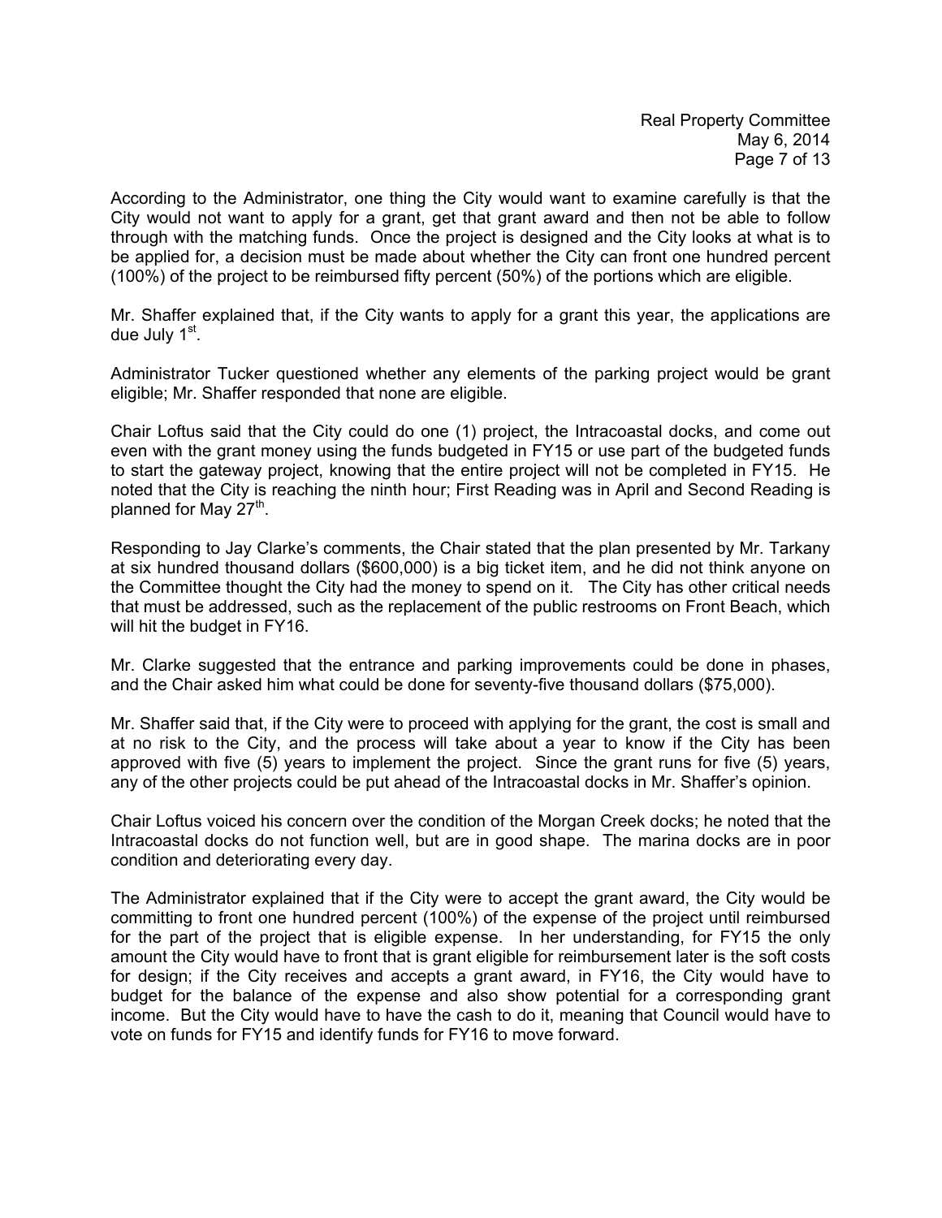According to the Administrator, one thing the City would want to examine carefully is that the City would not want to apply for a grant, get that grant award and then not be able to follow through with the matching funds. Once the project is designed and the City looks at what is to be applied for, a decision must be made about whether the City can front one hundred percent (100%) of the project to be reimbursed fifty percent (50%) of the portions which are eligible.

Mr. Shaffer explained that, if the City wants to apply for a grant this year, the applications are due July 1st.

Administrator Tucker questioned whether any elements of the parking project would be grant eligible; Mr. Shaffer responded that none are eligible.

Chair Loftus said that the City could do one (1) project, the Intracoastal docks, and come out even with the grant money using the funds budgeted in FY15 or use part of the budgeted funds to start the gateway project, knowing that the entire project will not be completed in FY15. He noted that the City is reaching the ninth hour; First Reading was in April and Second Reading is planned for May 27th.

Responding to Jay Clarke's comments, the Chair stated that the plan presented by Mr. Tarkany at six hundred thousand dollars ($600,000) is a big ticket item, and he did not think anyone on the Committee thought the City had the money to spend on it. The City has other critical needs that must be addressed, such as the replacement of the public restrooms on Front Beach, which will hit the budget in FY16.

Mr. Clarke suggested that the entrance and parking improvements could be done in phases, and the Chair asked him what could be done for seventy-five thousand dollars ($75,000).

Mr. Shaffer said that, if the City were to proceed with applying for the grant, the cost is small and at no risk to the City, and the process will take about a year to know if the City has been approved with five (5) years to implement the project. Since the grant runs for five (5) years, any of the other projects could be put ahead of the Intracoastal docks in Mr. Shaffer's opinion.

Chair Loftus voiced his concern over the condition of the Morgan Creek docks; he noted that the Intracoastal docks do not function well, but are in good shape. The marina docks are in poor condition and deteriorating every day.

The Administrator explained that if the City were to accept the grant award, the City would be committing to front one hundred percent (100%) of the expense of the project until reimbursed for the part of the project that is eligible expense. In her understanding, for FY15 the only amount the City would have to front that is grant eligible for reimbursement later is the soft costs for design; if the City receives and accepts a grant award, in FY16, the City would have to budget for the balance of the expense and also show potential for a corresponding grant income. But the City would have to have the cash to do it, meaning that Council would have to vote on funds for FY15 and identify funds for FY16 to move forward.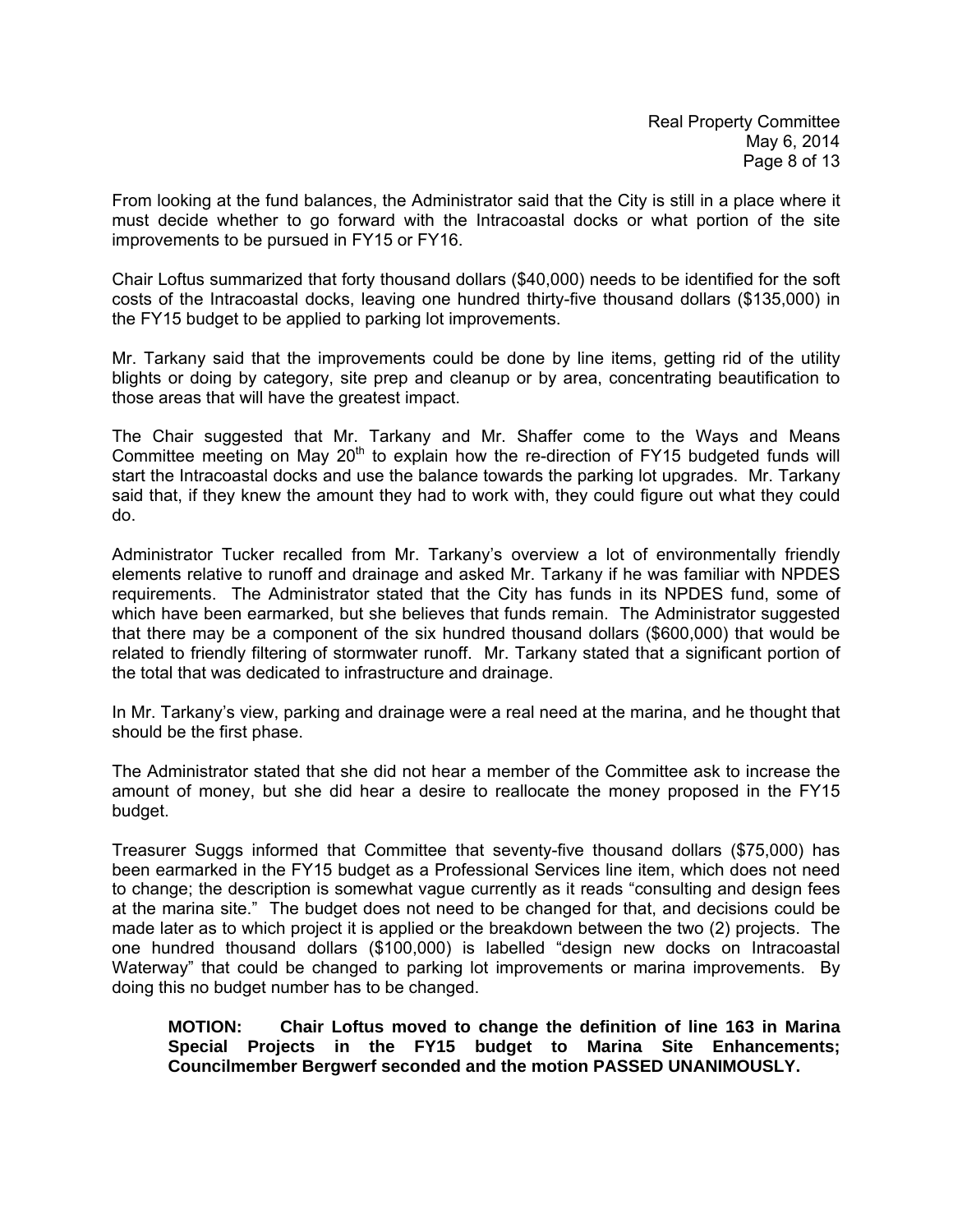From looking at the fund balances, the Administrator said that the City is still in a place where it must decide whether to go forward with the Intracoastal docks or what portion of the site improvements to be pursued in FY15 or FY16.

Chair Loftus summarized that forty thousand dollars ($40,000) needs to be identified for the soft costs of the Intracoastal docks, leaving one hundred thirty-five thousand dollars ($135,000) in the FY15 budget to be applied to parking lot improvements.

Mr. Tarkany said that the improvements could be done by line items, getting rid of the utility blights or doing by category, site prep and cleanup or by area, concentrating beautification to those areas that will have the greatest impact.

The Chair suggested that Mr. Tarkany and Mr. Shaffer come to the Ways and Means Committee meeting on May 20th to explain how the re-direction of FY15 budgeted funds will start the Intracoastal docks and use the balance towards the parking lot upgrades. Mr. Tarkany said that, if they knew the amount they had to work with, they could figure out what they could do.

Administrator Tucker recalled from Mr. Tarkany's overview a lot of environmentally friendly elements relative to runoff and drainage and asked Mr. Tarkany if he was familiar with NPDES requirements. The Administrator stated that the City has funds in its NPDES fund, some of which have been earmarked, but she believes that funds remain. The Administrator suggested that there may be a component of the six hundred thousand dollars ($600,000) that would be related to friendly filtering of stormwater runoff. Mr. Tarkany stated that a significant portion of the total that was dedicated to infrastructure and drainage.

In Mr. Tarkany's view, parking and drainage were a real need at the marina, and he thought that should be the first phase.

The Administrator stated that she did not hear a member of the Committee ask to increase the amount of money, but she did hear a desire to reallocate the money proposed in the FY15 budget.

Treasurer Suggs informed that Committee that seventy-five thousand dollars ($75,000) has been earmarked in the FY15 budget as a Professional Services line item, which does not need to change; the description is somewhat vague currently as it reads "consulting and design fees at the marina site." The budget does not need to be changed for that, and decisions could be made later as to which project it is applied or the breakdown between the two (2) projects. The one hundred thousand dollars ($100,000) is labelled "design new docks on Intracoastal Waterway" that could be changed to parking lot improvements or marina improvements. By doing this no budget number has to be changed.

> **MOTION: Chair Loftus moved to change the definition of line 163 in Marina Special Projects in the FY15 budget to Marina Site Enhancements; Councilmember Bergwerf seconded and the motion PASSED UNANIMOUSLY.**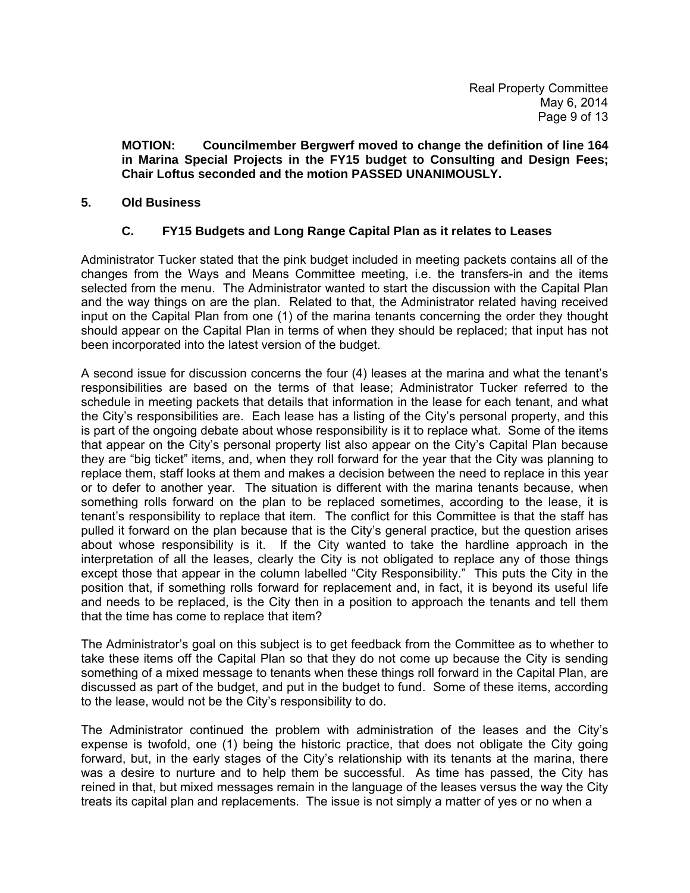**MOTION: Councilmember Bergwerf moved to change the definition of line 164 in Marina Special Projects in the FY15 budget to Consulting and Design Fees; Chair Loftus seconded and the motion PASSED UNANIMOUSLY.**

## 5. Old Business

### C. FY15 Budgets and Long Range Capital Plan as it relates to Leases

Administrator Tucker stated that the pink budget included in meeting packets contains all of the changes from the Ways and Means Committee meeting, i.e. the transfers-in and the items selected from the menu. The Administrator wanted to start the discussion with the Capital Plan and the way things on are the plan. Related to that, the Administrator related having received input on the Capital Plan from one (1) of the marina tenants concerning the order they thought should appear on the Capital Plan in terms of when they should be replaced; that input has not been incorporated into the latest version of the budget.

A second issue for discussion concerns the four (4) leases at the marina and what the tenant's responsibilities are based on the terms of that lease; Administrator Tucker referred to the schedule in meeting packets that details that information in the lease for each tenant, and what the City's responsibilities are. Each lease has a listing of the City's personal property, and this is part of the ongoing debate about whose responsibility is it to replace what. Some of the items that appear on the City's personal property list also appear on the City's Capital Plan because they are "big ticket" items, and, when they roll forward for the year that the City was planning to replace them, staff looks at them and makes a decision between the need to replace in this year or to defer to another year. The situation is different with the marina tenants because, when something rolls forward on the plan to be replaced sometimes, according to the lease, it is tenant's responsibility to replace that item. The conflict for this Committee is that the staff has pulled it forward on the plan because that is the City's general practice, but the question arises about whose responsibility is it. If the City wanted to take the hardline approach in the interpretation of all the leases, clearly the City is not obligated to replace any of those things except those that appear in the column labelled "City Responsibility." This puts the City in the position that, if something rolls forward for replacement and, in fact, it is beyond its useful life and needs to be replaced, is the City then in a position to approach the tenants and tell them that the time has come to replace that item?

The Administrator's goal on this subject is to get feedback from the Committee as to whether to take these items off the Capital Plan so that they do not come up because the City is sending something of a mixed message to tenants when these things roll forward in the Capital Plan, are discussed as part of the budget, and put in the budget to fund. Some of these items, according to the lease, would not be the City's responsibility to do.

The Administrator continued the problem with administration of the leases and the City's expense is twofold, one (1) being the historic practice, that does not obligate the City going forward, but, in the early stages of the City's relationship with its tenants at the marina, there was a desire to nurture and to help them be successful. As time has passed, the City has reined in that, but mixed messages remain in the language of the leases versus the way the City treats its capital plan and replacements. The issue is not simply a matter of yes or no when a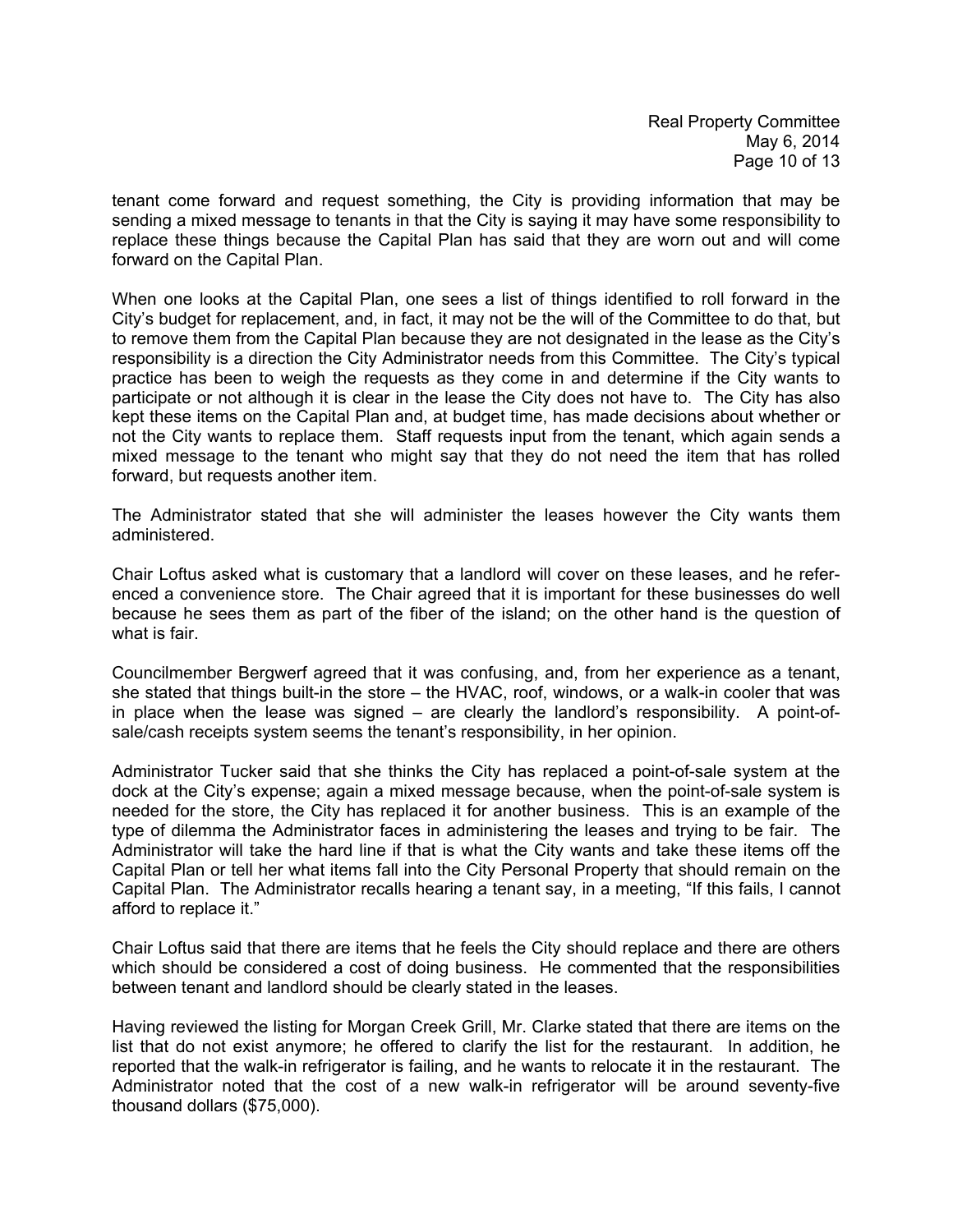tenant come forward and request something, the City is providing information that may be sending a mixed message to tenants in that the City is saying it may have some responsibility to replace these things because the Capital Plan has said that they are worn out and will come forward on the Capital Plan.

When one looks at the Capital Plan, one sees a list of things identified to roll forward in the City's budget for replacement, and, in fact, it may not be the will of the Committee to do that, but to remove them from the Capital Plan because they are not designated in the lease as the City's responsibility is a direction the City Administrator needs from this Committee. The City's typical practice has been to weigh the requests as they come in and determine if the City wants to participate or not although it is clear in the lease the City does not have to. The City has also kept these items on the Capital Plan and, at budget time, has made decisions about whether or not the City wants to replace them. Staff requests input from the tenant, which again sends a mixed message to the tenant who might say that they do not need the item that has rolled forward, but requests another item.

The Administrator stated that she will administer the leases however the City wants them administered.

Chair Loftus asked what is customary that a landlord will cover on these leases, and he referenced a convenience store. The Chair agreed that it is important for these businesses do well because he sees them as part of the fiber of the island; on the other hand is the question of what is fair.

Councilmember Bergwerf agreed that it was confusing, and, from her experience as a tenant, she stated that things built-in the store – the HVAC, roof, windows, or a walk-in cooler that was in place when the lease was signed – are clearly the landlord's responsibility. A point-of-sale/cash receipts system seems the tenant's responsibility, in her opinion.

Administrator Tucker said that she thinks the City has replaced a point-of-sale system at the dock at the City's expense; again a mixed message because, when the point-of-sale system is needed for the store, the City has replaced it for another business. This is an example of the type of dilemma the Administrator faces in administering the leases and trying to be fair. The Administrator will take the hard line if that is what the City wants and take these items off the Capital Plan or tell her what items fall into the City Personal Property that should remain on the Capital Plan. The Administrator recalls hearing a tenant say, in a meeting, "If this fails, I cannot afford to replace it."

Chair Loftus said that there are items that he feels the City should replace and there are others which should be considered a cost of doing business. He commented that the responsibilities between tenant and landlord should be clearly stated in the leases.

Having reviewed the listing for Morgan Creek Grill, Mr. Clarke stated that there are items on the list that do not exist anymore; he offered to clarify the list for the restaurant. In addition, he reported that the walk-in refrigerator is failing, and he wants to relocate it in the restaurant. The Administrator noted that the cost of a new walk-in refrigerator will be around seventy-five thousand dollars ($75,000).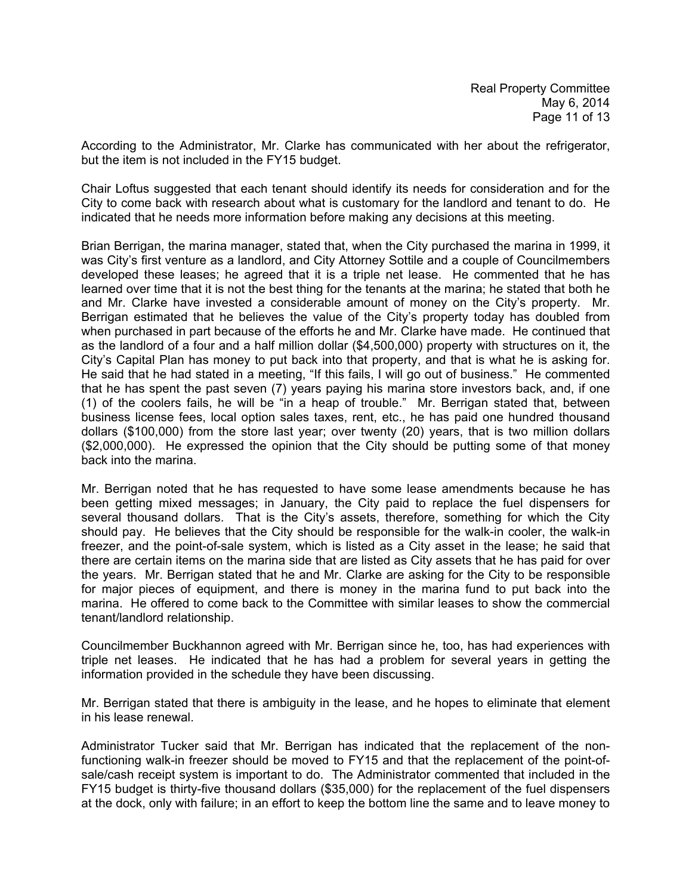According to the Administrator, Mr. Clarke has communicated with her about the refrigerator, but the item is not included in the FY15 budget.

Chair Loftus suggested that each tenant should identify its needs for consideration and for the City to come back with research about what is customary for the landlord and tenant to do. He indicated that he needs more information before making any decisions at this meeting.

Brian Berrigan, the marina manager, stated that, when the City purchased the marina in 1999, it was City's first venture as a landlord, and City Attorney Sottile and a couple of Councilmembers developed these leases; he agreed that it is a triple net lease. He commented that he has learned over time that it is not the best thing for the tenants at the marina; he stated that both he and Mr. Clarke have invested a considerable amount of money on the City's property. Mr. Berrigan estimated that he believes the value of the City's property today has doubled from when purchased in part because of the efforts he and Mr. Clarke have made. He continued that as the landlord of a four and a half million dollar ($4,500,000) property with structures on it, the City's Capital Plan has money to put back into that property, and that is what he is asking for. He said that he had stated in a meeting, "If this fails, I will go out of business." He commented that he has spent the past seven (7) years paying his marina store investors back, and, if one (1) of the coolers fails, he will be "in a heap of trouble." Mr. Berrigan stated that, between business license fees, local option sales taxes, rent, etc., he has paid one hundred thousand dollars ($100,000) from the store last year; over twenty (20) years, that is two million dollars ($2,000,000). He expressed the opinion that the City should be putting some of that money back into the marina.

Mr. Berrigan noted that he has requested to have some lease amendments because he has been getting mixed messages; in January, the City paid to replace the fuel dispensers for several thousand dollars. That is the City's assets, therefore, something for which the City should pay. He believes that the City should be responsible for the walk-in cooler, the walk-in freezer, and the point-of-sale system, which is listed as a City asset in the lease; he said that there are certain items on the marina side that are listed as City assets that he has paid for over the years. Mr. Berrigan stated that he and Mr. Clarke are asking for the City to be responsible for major pieces of equipment, and there is money in the marina fund to put back into the marina. He offered to come back to the Committee with similar leases to show the commercial tenant/landlord relationship.

Councilmember Buckhannon agreed with Mr. Berrigan since he, too, has had experiences with triple net leases. He indicated that he has had a problem for several years in getting the information provided in the schedule they have been discussing.

Mr. Berrigan stated that there is ambiguity in the lease, and he hopes to eliminate that element in his lease renewal.

Administrator Tucker said that Mr. Berrigan has indicated that the replacement of the non-functioning walk-in freezer should be moved to FY15 and that the replacement of the point-of-sale/cash receipt system is important to do. The Administrator commented that included in the FY15 budget is thirty-five thousand dollars ($35,000) for the replacement of the fuel dispensers at the dock, only with failure; in an effort to keep the bottom line the same and to leave money to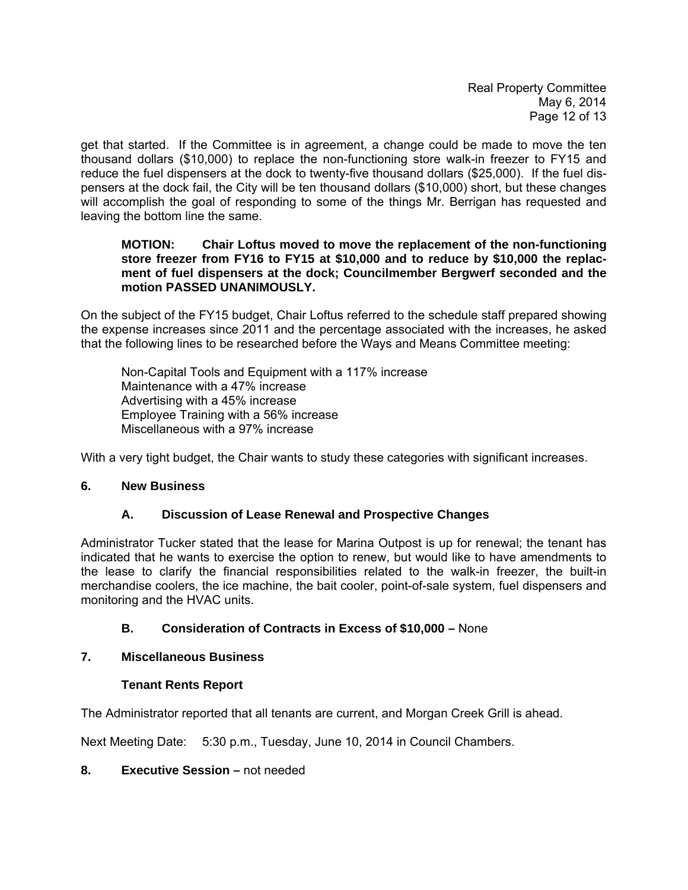get that started. If the Committee is in agreement, a change could be made to move the ten thousand dollars ($10,000) to replace the non-functioning store walk-in freezer to FY15 and reduce the fuel dispensers at the dock to twenty-five thousand dollars ($25,000). If the fuel dispensers at the dock fail, the City will be ten thousand dollars ($10,000) short, but these changes will accomplish the goal of responding to some of the things Mr. Berrigan has requested and leaving the bottom line the same.

> **MOTION: Chair Loftus moved to move the replacement of the non-functioning store freezer from FY16 to FY15 at $10,000 and to reduce by $10,000 the replacment of fuel dispensers at the dock; Councilmember Bergwerf seconded and the motion PASSED UNANIMOUSLY.**

On the subject of the FY15 budget, Chair Loftus referred to the schedule staff prepared showing the expense increases since 2011 and the percentage associated with the increases, he asked that the following lines to be researched before the Ways and Means Committee meeting:

> Non-Capital Tools and Equipment with a 117% increase
> Maintenance with a 47% increase
> Advertising with a 45% increase
> Employee Training with a 56% increase
> Miscellaneous with a 97% increase

With a very tight budget, the Chair wants to study these categories with significant increases.

## 6. New Business

### A. Discussion of Lease Renewal and Prospective Changes

Administrator Tucker stated that the lease for Marina Outpost is up for renewal; the tenant has indicated that he wants to exercise the option to renew, but would like to have amendments to the lease to clarify the financial responsibilities related to the walk-in freezer, the built-in merchandise coolers, the ice machine, the bait cooler, point-of-sale system, fuel dispensers and monitoring and the HVAC units.

### B. Consideration of Contracts in Excess of $10,000 – None

## 7. Miscellaneous Business

### Tenant Rents Report

The Administrator reported that all tenants are current, and Morgan Creek Grill is ahead.

Next Meeting Date: 5:30 p.m., Tuesday, June 10, 2014 in Council Chambers.

## 8. Executive Session – not needed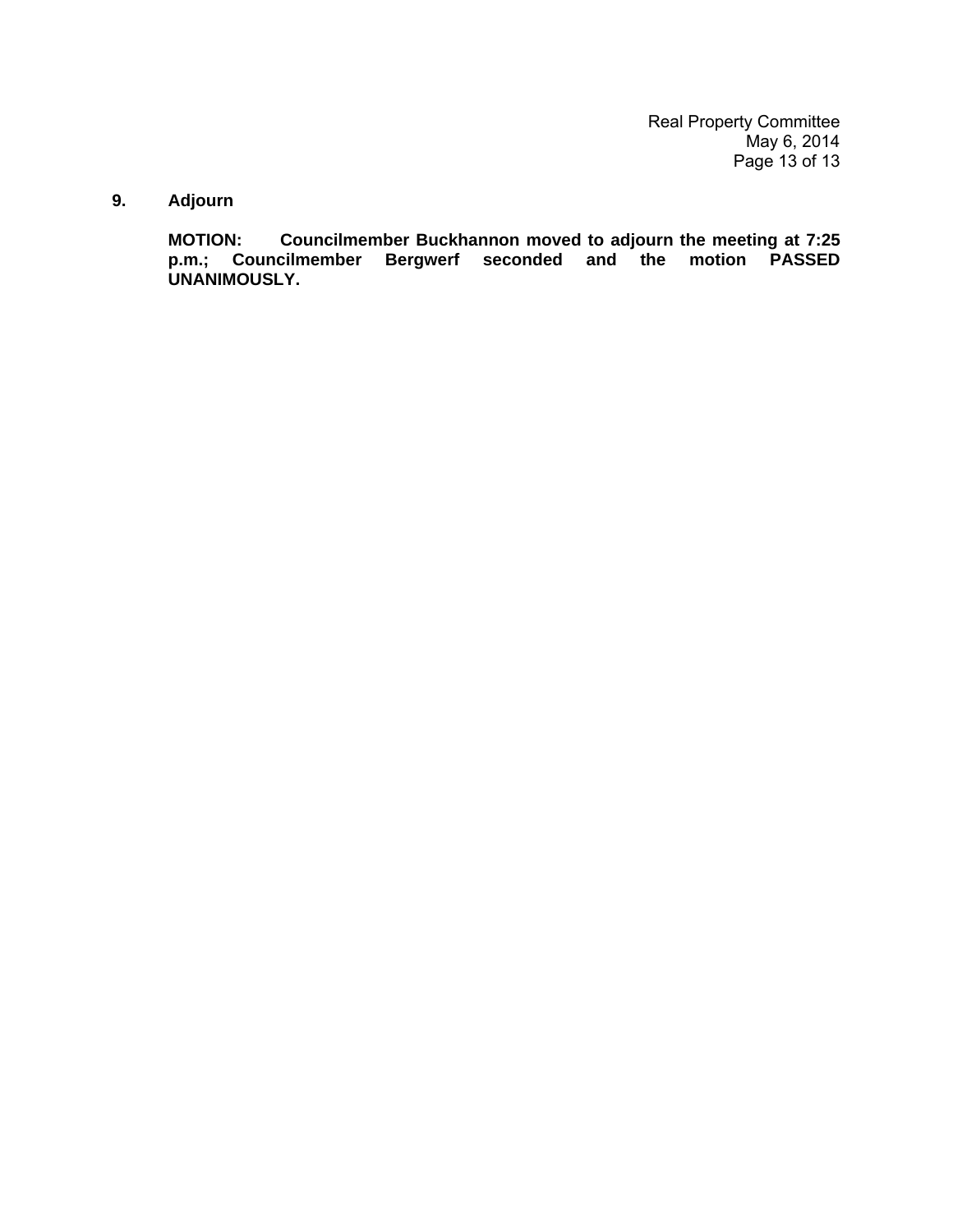**9. Adjourn**

**MOTION: Councilmember Buckhannon moved to adjourn the meeting at 7:25 p.m.; Councilmember Bergwerf seconded and the motion PASSED UNANIMOUSLY.**